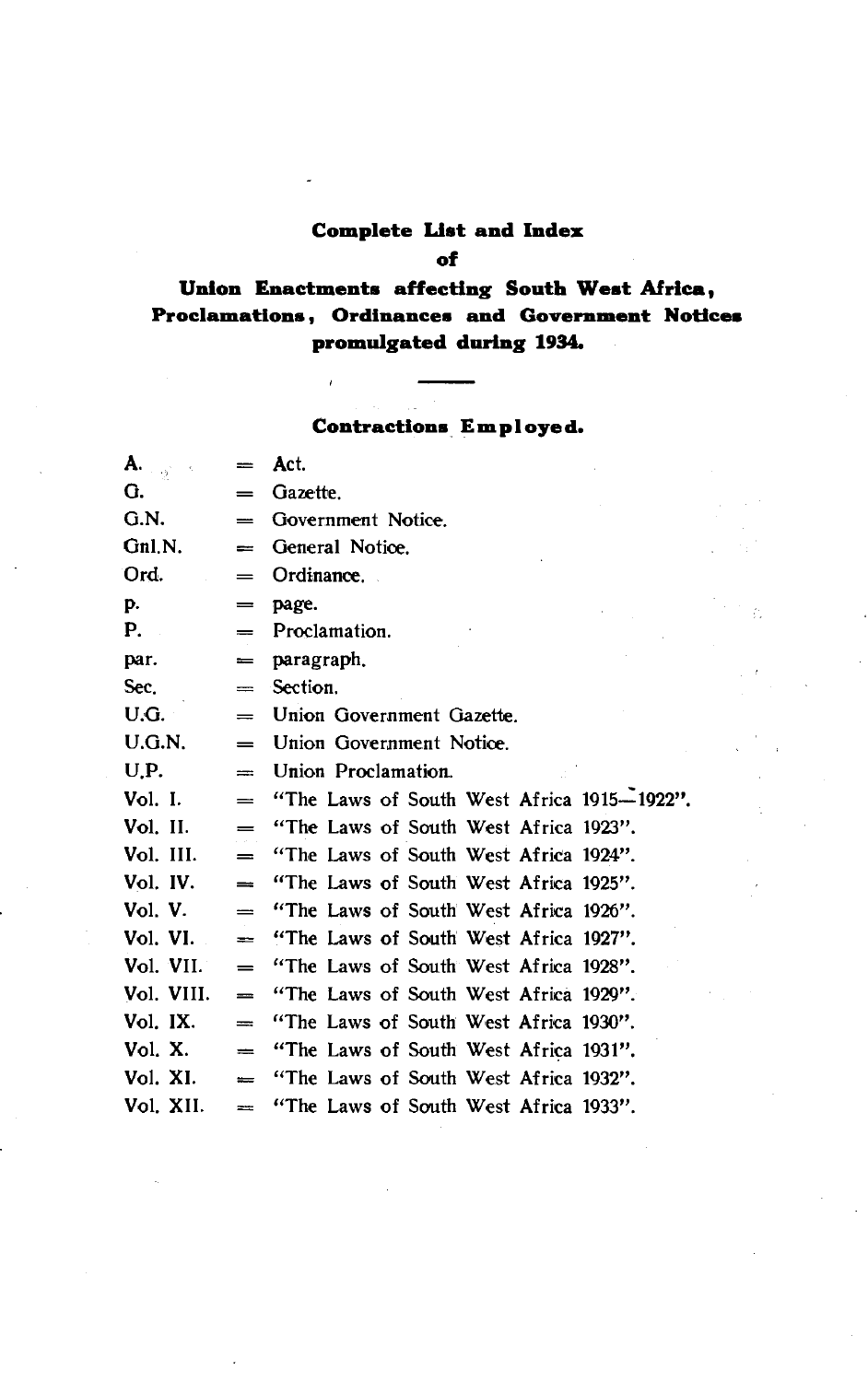# Complete List and Index

# of

# Union Enactments affecting South West Africa, Proclamations, Ordinances and Government Notices promulgated during 1934.

---

## Contractions Employed.

| | | |
|---|---|---|
| A. | = | Act. |
| G. | = | Gazette. |
| G.N. | = | Government Notice. |
| Gnl.N. | = | General Notice. |
| Ord. | = | Ordinance. |
| p. | = | page. |
| P. | = | Proclamation. |
| par. | = | paragraph. |
| Sec. | = | Section. |
| U.G. | = | Union Government Gazette. |
| U.G.N. | = | Union Government Notice. |
| U.P. | = | Union Proclamation. |
| Vol. I. | = | "The Laws of South West Africa 1915—1922". |
| Vol. II. | = | "The Laws of South West Africa 1923". |
| Vol. III. | = | "The Laws of South West Africa 1924". |
| Vol. IV. | = | "The Laws of South West Africa 1925". |
| Vol. V. | = | "The Laws of South West Africa 1926". |
| Vol. VI. | = | "The Laws of South West Africa 1927". |
| Vol. VII. | = | "The Laws of South West Africa 1928". |
| Vol. VIII. | = | "The Laws of South West Africa 1929". |
| Vol. IX. | = | "The Laws of South West Africa 1930". |
| Vol. X. | = | "The Laws of South West Africa 1931". |
| Vol. XI. | = | "The Laws of South West Africa 1932". |
| Vol. XII. | = | "The Laws of South West Africa 1933". |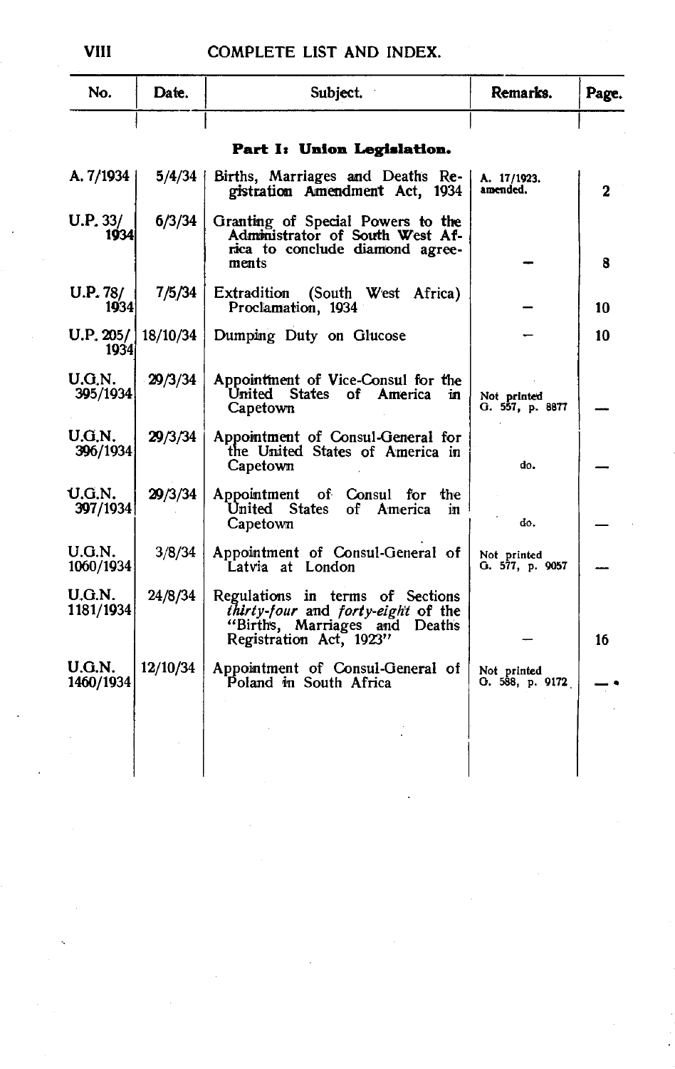# COMPLETE LIST AND INDEX.

| No. | Date. | Subject. | Remarks. | Page. |
|---|---|---|---|---|
| | | **Part I: Union Legislation.** | | |
| A. 7/1934 | 5/4/34 | Births, Marriages and Deaths Registration Amendment Act, 1934 | A. 17/1923. amended. | 2 |
| U.P. 33/1934 | 6/3/34 | Granting of Special Powers to the Administrator of South West Africa to conclude diamond agreements | — | 8 |
| U.P. 78/1934 | 7/5/34 | Extradition (South West Africa) Proclamation, 1934 | — | 10 |
| U.P. 205/1934 | 18/10/34 | Dumping Duty on Glucose | — | 10 |
| U.G.N. 395/1934 | 29/3/34 | Appointment of Vice-Consul for the United States of America in Capetown | Not printed G. 557, p. 8877 | — |
| U.G.N. 396/1934 | 29/3/34 | Appointment of Consul-General for the United States of America in Capetown | do. | — |
| U.G.N. 397/1934 | 29/3/34 | Appointment of Consul for the United States of America in Capetown | do. | — |
| U.G.N. 1060/1934 | 3/8/34 | Appointment of Consul-General of Latvia at London | Not printed G. 577, p. 9057 | — |
| U.G.N. 1181/1934 | 24/8/34 | Regulations in terms of Sections *thirty-four* and *forty-eight* of the "Births, Marriages and Deaths Registration Act, 1923" | — | 16 |
| U.G.N. 1460/1934 | 12/10/34 | Appointment of Consul-General of Poland in South Africa | Not printed G. 588, p. 9172 | — |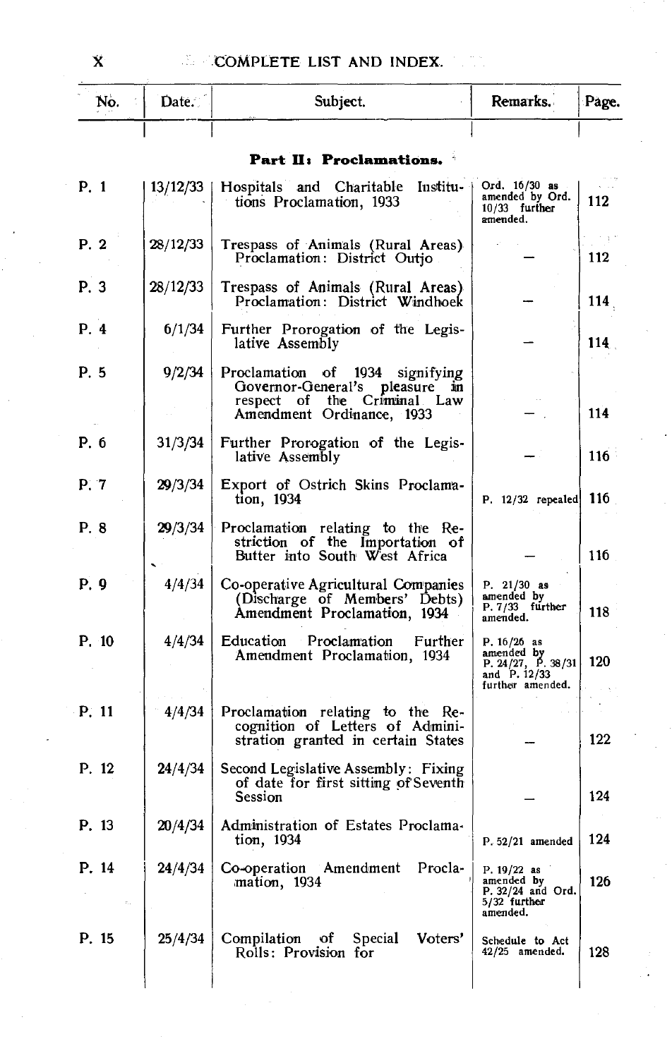# COMPLETE LIST AND INDEX.

| No. | Date. | Subject. | Remarks. | Page. |
|---|---|---|---|---|

## Part II: Proclamations.

| No. | Date. | Subject. | Remarks. | Page. |
|---|---|---|---|---|
| P. 1 | 13/12/33 | Hospitals and Charitable Institutions Proclamation, 1933 | Ord. 16/30 as amended by Ord. 10/33 further amended. | 112 |
| P. 2 | 28/12/33 | Trespass of Animals (Rural Areas) Proclamation: District Outjo | — | 112 |
| P. 3 | 28/12/33 | Trespass of Animals (Rural Areas) Proclamation: District Windhoek | — | 114 |
| P. 4 | 6/1/34 | Further Prorogation of the Legislative Assembly | — | 114 |
| P. 5 | 9/2/34 | Proclamation of 1934 signifying Governor-General's pleasure in respect of the Criminal Law Amendment Ordinance, 1933 | — | 114 |
| P. 6 | 31/3/34 | Further Prorogation of the Legislative Assembly | — | 116 |
| P. 7 | 29/3/34 | Export of Ostrich Skins Proclamation, 1934 | P. 12/32 repealed | 116 |
| P. 8 | 29/3/34 | Proclamation relating to the Restriction of the Importation of Butter into South West Africa | — | 116 |
| P. 9 | 4/4/34 | Co-operative Agricultural Companies (Discharge of Members' Debts) Amendment Proclamation, 1934 | P. 21/30 as amended by P. 7/33 further amended. | 118 |
| P. 10 | 4/4/34 | Education Proclamation Further Amendment Proclamation, 1934 | P. 16/26 as amended by P. 24/27, P. 38/31 and P. 12/33 further amended. | 120 |
| P. 11 | 4/4/34 | Proclamation relating to the Recognition of Letters of Administration granted in certain States | — | 122 |
| P. 12 | 24/4/34 | Second Legislative Assembly: Fixing of date for first sitting of Seventh Session | — | 124 |
| P. 13 | 20/4/34 | Administration of Estates Proclamation, 1934 | P. 52/21 amended | 124 |
| P. 14 | 24/4/34 | Co-operation Amendment Proclamation, 1934 | P. 19/22 as amended by P. 32/24 and Ord. 5/32 further amended. | 126 |
| P. 15 | 25/4/34 | Compilation of Special Voters' Rolls: Provision for | Schedule to Act 42/25 amended. | 128 |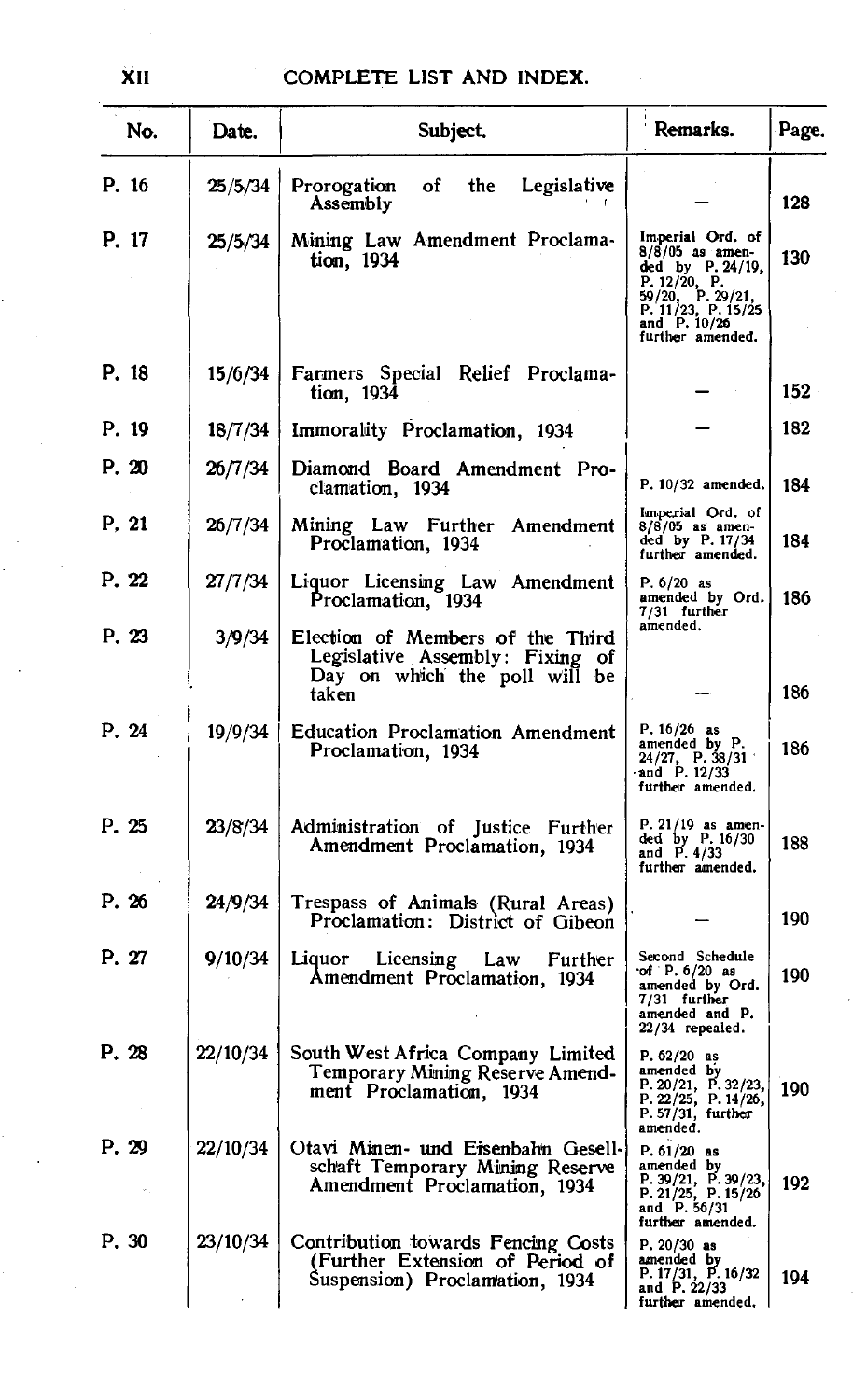## COMPLETE LIST AND INDEX.

| No. | Date. | Subject. | Remarks. | Page. |
|---|---|---|---|---|
| P. 16 | 25/5/34 | Prorogation of the Legislative Assembly | — | 128 |
| P. 17 | 25/5/34 | Mining Law Amendment Proclamation, 1934 | Imperial Ord. of 8/8/05 as amended by P. 24/19, P. 12/20, P. 59/20, P. 29/21, P. 11/23, P. 15/25 and P. 10/26 further amended. | 130 |
| P. 18 | 15/6/34 | Farmers Special Relief Proclamation, 1934 | — | 152 |
| P. 19 | 18/7/34 | Immorality Proclamation, 1934 | — | 182 |
| P. 20 | 26/7/34 | Diamond Board Amendment Proclamation, 1934 | P. 10/32 amended. | 184 |
| P. 21 | 26/7/34 | Mining Law Further Amendment Proclamation, 1934 | Imperial Ord. of 8/8/05 as amended by P. 17/34 further amended. | 184 |
| P. 22 | 27/7/34 | Liquor Licensing Law Amendment Proclamation, 1934 | P. 6/20 as amended by Ord. 7/31 further amended. | 186 |
| P. 23 | 3/9/34 | Election of Members of the Third Legislative Assembly: Fixing of Day on which the poll will be taken | — | 186 |
| P. 24 | 19/9/34 | Education Proclamation Amendment Proclamation, 1934 | P. 16/26 as amended by P. 24/27, P. 38/31 and P. 12/33 further amended. | 186 |
| P. 25 | 23/8/34 | Administration of Justice Further Amendment Proclamation, 1934 | P. 21/19 as amended by P. 16/30 and P. 4/33 further amended. | 188 |
| P. 26 | 24/9/34 | Trespass of Animals (Rural Areas) Proclamation: District of Gibeon | — | 190 |
| P. 27 | 9/10/34 | Liquor Licensing Law Further Amendment Proclamation, 1934 | Second Schedule of P. 6/20 as amended by Ord. 7/31 further amended and P. 22/34 repealed. | 190 |
| P. 28 | 22/10/34 | South West Africa Company Limited Temporary Mining Reserve Amendment Proclamation, 1934 | P. 62/20 as amended by P. 20/21, P. 32/23, P. 22/25, P. 14/26, P. 57/31, further amended. | 190 |
| P. 29 | 22/10/34 | Otavi Minen- und Eisenbahn Gesellschaft Temporary Mining Reserve Amendment Proclamation, 1934 | P. 61/20 as amended by P. 39/21, P. 39/23, P. 21/25, P. 15/26 and P. 56/31 further amended. | 192 |
| P. 30 | 23/10/34 | Contribution towards Fencing Costs (Further Extension of Period of Suspension) Proclamation, 1934 | P. 20/30 as amended by P. 17/31, P. 16/32 and P. 22/33 further amended. | 194 |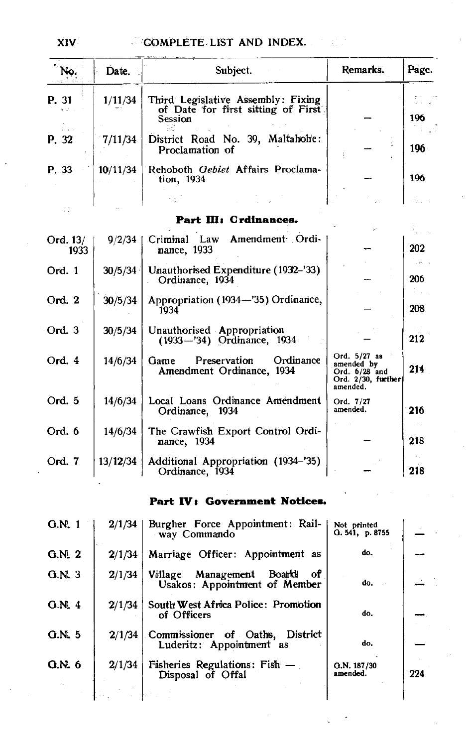| No. | Date. | Subject. | Remarks. | Page. |
|---|---|---|---|---|
| P. 31 | 1/11/34 | Third Legislative Assembly: Fixing of Date for first sitting of First Session | — | 196 |
| P. 32 | 7/11/34 | District Road No. 39, Maltahohe: Proclamation of | — | 196 |
| P. 33 | 10/11/34 | Rehoboth *Gebiet* Affairs Proclamation, 1934 | — | 196 |

**Part III: Ordinances.**

| No. | Date. | Subject. | Remarks. | Page. |
|---|---|---|---|---|
| Ord. 13/1933 | 9/2/34 | Criminal Law Amendment Ordinance, 1933 | — | 202 |
| Ord. 1 | 30/5/34 | Unauthorised Expenditure (1932–'33) Ordinance, 1934 | — | 206 |
| Ord. 2 | 30/5/34 | Appropriation (1934—'35) Ordinance, 1934 | — | 208 |
| Ord. 3 | 30/5/34 | Unauthorised Appropriation (1933—'34) Ordinance, 1934 | — | 212 |
| Ord. 4 | 14/6/34 | Game Preservation Ordinance Amendment Ordinance, 1934 | Ord. 5/27 as amended by Ord. 6/28 and Ord. 2/30, further amended. | 214 |
| Ord. 5 | 14/6/34 | Local Loans Ordinance Amendment Ordinance, 1934 | Ord. 7/27 amended. | 216 |
| Ord. 6 | 14/6/34 | The Crawfish Export Control Ordinance, 1934 | — | 218 |
| Ord. 7 | 13/12/34 | Additional Appropriation (1934–'35) Ordinance, 1934 | — | 218 |

**Part IV: Government Notices.**

| No. | Date. | Subject. | Remarks. | Page. |
|---|---|---|---|---|
| G.N. 1 | 2/1/34 | Burgher Force Appointment: Railway Commando | Not printed G. 541, p. 8755 | — |
| G.N. 2 | 2/1/34 | Marriage Officer: Appointment as | do. | — |
| G.N. 3 | 2/1/34 | Village Management Board of Usakos: Appointment of Member | do. | — |
| G.N. 4 | 2/1/34 | South West Africa Police: Promotion of Officers | do. | — |
| G.N. 5 | 2/1/34 | Commissioner of Oaths, District Luderitz: Appointment as | do. | — |
| G.N. 6 | 2/1/34 | Fisheries Regulations: Fish — Disposal of Offal | G.N. 187/30 amended. | 224 |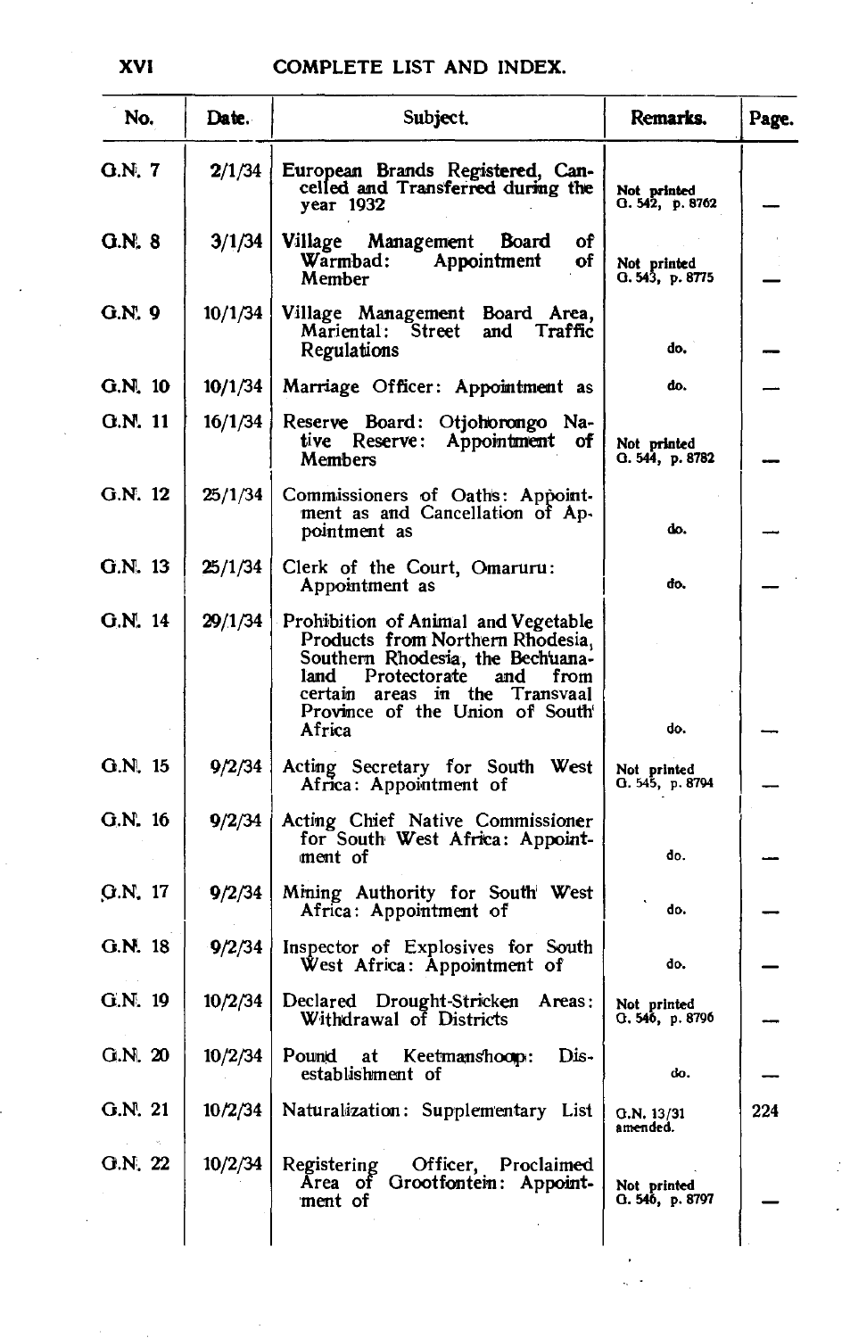## COMPLETE LIST AND INDEX.

| No. | Date. | Subject. | Remarks. | Page. |
|---|---|---|---|---|
| G.N. 7 | 2/1/34 | European Brands Registered, Cancelled and Transferred during the year 1932 | Not printed G. 542, p. 8762 | — |
| G.N. 8 | 3/1/34 | Village Management Board of Warmbad: Appointment of Member | Not printed G. 543, p. 8775 | — |
| G.N. 9 | 10/1/34 | Village Management Board Area, Mariental: Street and Traffic Regulations | do. | — |
| G.N. 10 | 10/1/34 | Marriage Officer: Appointment as | do. | — |
| G.N. 11 | 16/1/34 | Reserve Board: Otjohorongo Native Reserve: Appointment of Members | Not printed G. 544, p. 8782 | — |
| G.N. 12 | 25/1/34 | Commissioners of Oaths: Appointment as and Cancellation of Appointment as | do. | — |
| G.N. 13 | 25/1/34 | Clerk of the Court, Omaruru: Appointment as | do. | — |
| G.N. 14 | 29/1/34 | Prohibition of Animal and Vegetable Products from Northern Rhodesia, Southern Rhodesia, the Bechuanaland Protectorate and from certain areas in the Transvaal Province of the Union of South Africa | do. | — |
| G.N. 15 | 9/2/34 | Acting Secretary for South West Africa: Appointment of | Not printed G. 545, p. 8794 | — |
| G.N. 16 | 9/2/34 | Acting Chief Native Commissioner for South West Africa: Appointment of | do. | — |
| G.N. 17 | 9/2/34 | Mining Authority for South West Africa: Appointment of | do. | — |
| G.N. 18 | 9/2/34 | Inspector of Explosives for South West Africa: Appointment of | do. | — |
| G.N. 19 | 10/2/34 | Declared Drought-Stricken Areas: Withdrawal of Districts | Not printed G. 546, p. 8796 | — |
| G.N. 20 | 10/2/34 | Pound at Keetmanshoop: Disestablishment of | do. | — |
| G.N. 21 | 10/2/34 | Naturalization: Supplementary List | G.N. 13/31 amended. | 224 |
| G.N. 22 | 10/2/34 | Registering Officer, Proclaimed Area of Grootfontein: Appointment of | Not printed G. 546, p. 8797 | — |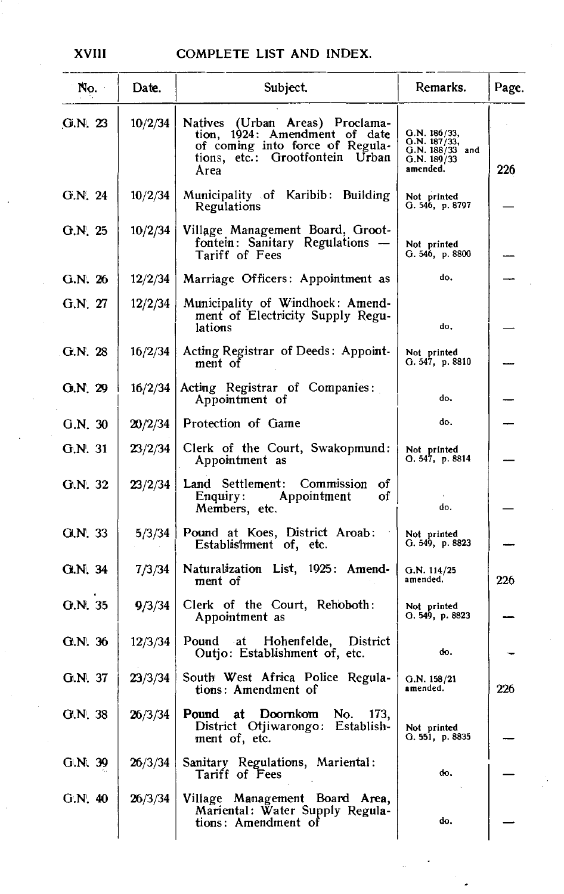| No. | Date. | Subject. | Remarks. | Page. |
|---|---|---|---|---|
| G.N. 23 | 10/2/34 | Natives (Urban Areas) Proclamation, 1924: Amendment of date of coming into force of Regulations, etc.: Grootfontein Urban Area | G.N. 186/33, G.N. 187/33, G.N. 188/33 and G.N. 189/33 amended. | 226 |
| G.N. 24 | 10/2/34 | Municipality of Karibib: Building Regulations | Not printed G. 546, p. 8797 | — |
| G.N. 25 | 10/2/34 | Village Management Board, Grootfontein: Sanitary Regulations — Tariff of Fees | Not printed G. 546, p. 8800 | — |
| G.N. 26 | 12/2/34 | Marriage Officers: Appointment as | do. | — |
| G.N. 27 | 12/2/34 | Municipality of Windhoek: Amendment of Electricity Supply Regulations | do. | — |
| G.N. 28 | 16/2/34 | Acting Registrar of Deeds: Appointment of | Not printed G. 547, p. 8810 | — |
| G.N. 29 | 16/2/34 | Acting Registrar of Companies: Appointment of | do. | — |
| G.N. 30 | 20/2/34 | Protection of Game | do. | — |
| G.N. 31 | 23/2/34 | Clerk of the Court, Swakopmund: Appointment as | Not printed G. 547, p. 8814 | — |
| G.N. 32 | 23/2/34 | Land Settlement: Commission of Enquiry: Appointment of Members, etc. | do. | — |
| G.N. 33 | 5/3/34 | Pound at Koes, District Aroab: Establishment of, etc. | Not printed G. 549, p. 8823 | — |
| G.N. 34 | 7/3/34 | Naturalization List, 1925: Amendment of | G.N. 114/25 amended. | 226 |
| G.N. 35 | 9/3/34 | Clerk of the Court, Rehoboth: Appointment as | Not printed G. 549, p. 8823 | — |
| G.N. 36 | 12/3/34 | Pound at Hohenfelde, District Outjo: Establishment of, etc. | do. | — |
| G.N. 37 | 23/3/34 | South West Africa Police Regulations: Amendment of | G.N. 158/21 amended. | 226 |
| G.N. 38 | 26/3/34 | Pound at Doornkom No. 173, District Otjiwarongo: Establishment of, etc. | Not printed G. 551, p. 8835 | — |
| G.N. 39 | 26/3/34 | Sanitary Regulations, Mariental: Tariff of Fees | do. | — |
| G.N. 40 | 26/3/34 | Village Management Board Area, Mariental: Water Supply Regulations: Amendment of | do. | — |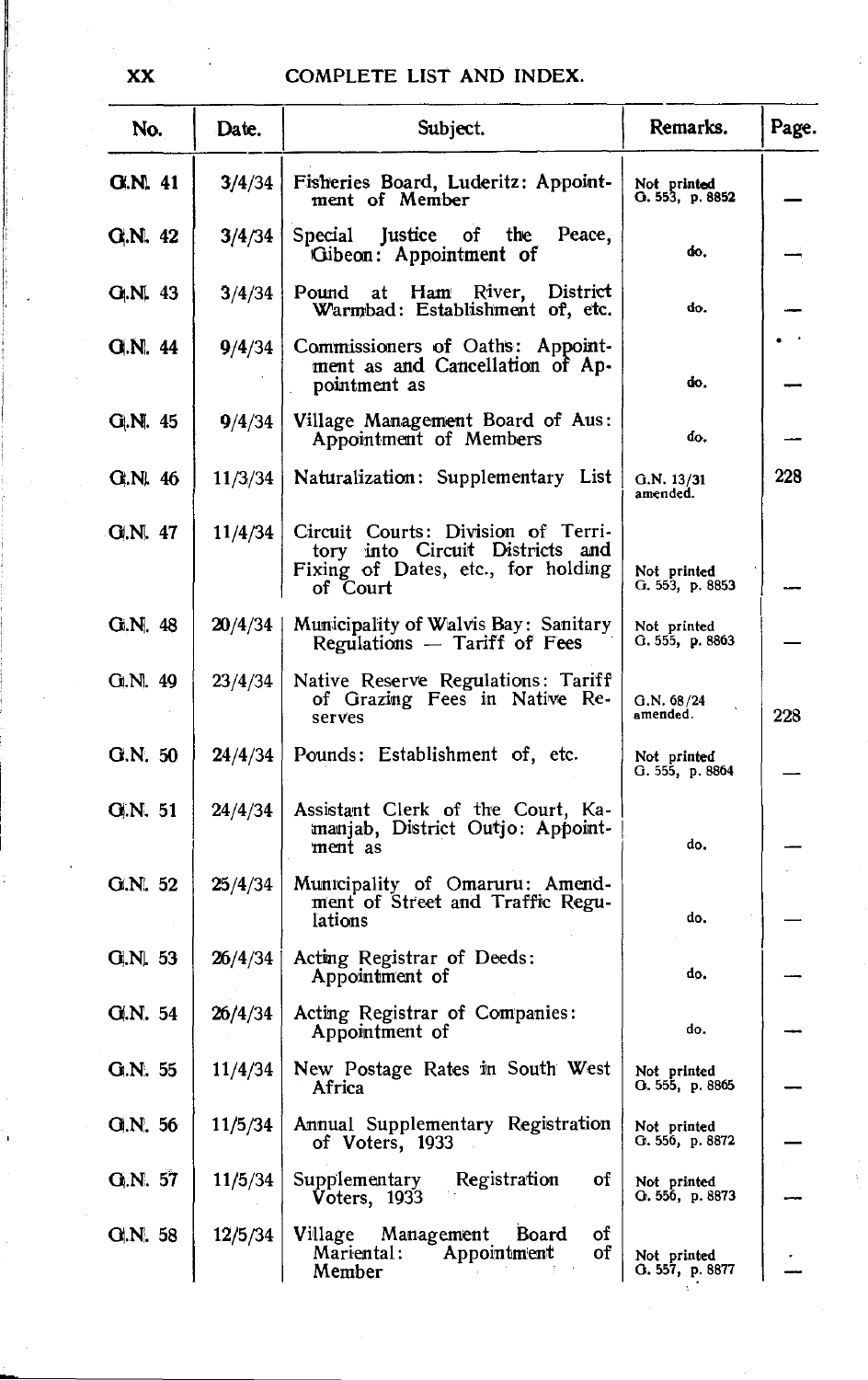## COMPLETE LIST AND INDEX.

| No. | Date. | Subject. | Remarks. | Page. |
|---|---|---|---|---|
| G.N. 41 | 3/4/34 | Fisheries Board, Luderitz: Appointment of Member | Not printed G. 553, p. 8852 | — |
| G.N. 42 | 3/4/34 | Special Justice of the Peace, Gibeon: Appointment of | do. | — |
| G.N. 43 | 3/4/34 | Pound at Ham River, District Warmbad: Establishment of, etc. | do. | — |
| G.N. 44 | 9/4/34 | Commissioners of Oaths: Appointment as and Cancellation of Appointment as | do. | — |
| G.N. 45 | 9/4/34 | Village Management Board of Aus: Appointment of Members | do. | — |
| G.N. 46 | 11/3/34 | Naturalization: Supplementary List | G.N. 13/31 amended. | 228 |
| G.N. 47 | 11/4/34 | Circuit Courts: Division of Territory into Circuit Districts and Fixing of Dates, etc., for holding of Court | Not printed G. 553, p. 8853 | — |
| G.N. 48 | 20/4/34 | Municipality of Walvis Bay: Sanitary Regulations — Tariff of Fees | Not printed G. 555, p. 8863 | — |
| G.N. 49 | 23/4/34 | Native Reserve Regulations: Tariff of Grazing Fees in Native Reserves | G.N. 68/24 amended. | 228 |
| G.N. 50 | 24/4/34 | Pounds: Establishment of, etc. | Not printed G. 555, p. 8864 | — |
| G.N. 51 | 24/4/34 | Assistant Clerk of the Court, Kamanjab, District Outjo: Appointment as | do. | — |
| G.N. 52 | 25/4/34 | Municipality of Omaruru: Amendment of Street and Traffic Regulations | do. | — |
| G.N. 53 | 26/4/34 | Acting Registrar of Deeds: Appointment of | do. | — |
| G.N. 54 | 26/4/34 | Acting Registrar of Companies: Appointment of | do. | — |
| G.N. 55 | 11/4/34 | New Postage Rates in South West Africa | Not printed G. 555, p. 8865 | — |
| G.N. 56 | 11/5/34 | Annual Supplementary Registration of Voters, 1933 | Not printed G. 556, p. 8872 | — |
| G.N. 57 | 11/5/34 | Supplementary Registration of Voters, 1933 | Not printed G. 556, p. 8873 | — |
| G.N. 58 | 12/5/34 | Village Management Board of Mariental: Appointment of Member | Not printed G. 557, p. 8877 | — |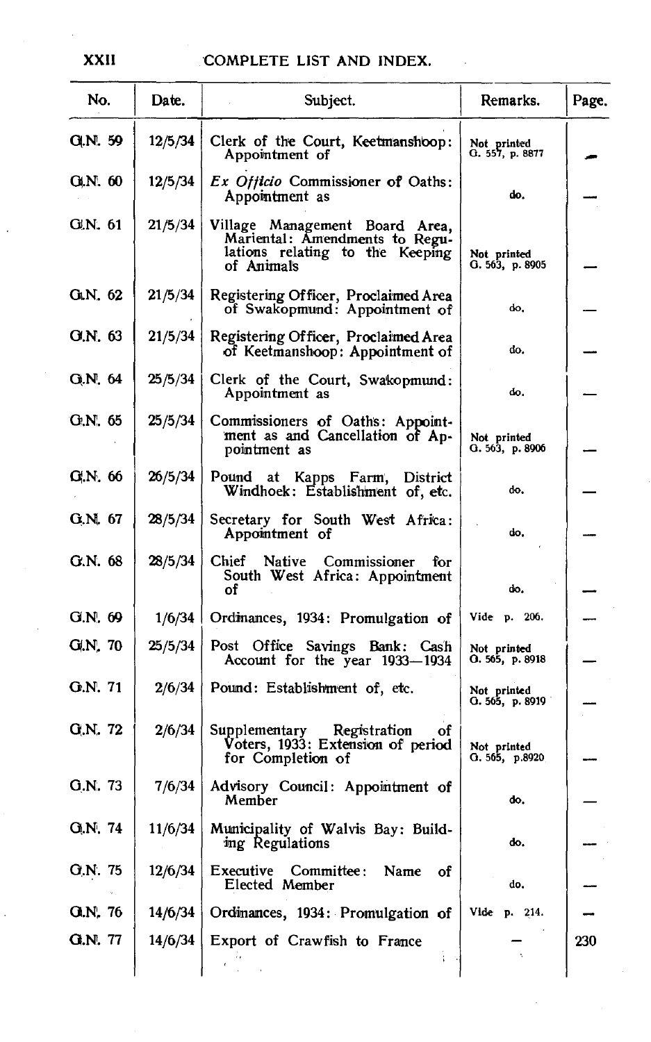| No. | Date. | Subject. | Remarks. | Page. |
|---|---|---|---|---|
| G.N. 59 | 12/5/34 | Clerk of the Court, Keetmanshoop: Appointment of | Not printed G. 557, p. 8877 | — |
| G.N. 60 | 12/5/34 | *Ex Officio* Commissioner of Oaths: Appointment as | do. | — |
| G.N. 61 | 21/5/34 | Village Management Board Area, Mariental: Amendments to Regulations relating to the Keeping of Animals | Not printed G. 563, p. 8905 | — |
| G.N. 62 | 21/5/34 | Registering Officer, Proclaimed Area of Swakopmund: Appointment of | do. | — |
| G.N. 63 | 21/5/34 | Registering Officer, Proclaimed Area of Keetmanshoop: Appointment of | do. | — |
| G.N. 64 | 25/5/34 | Clerk of the Court, Swakopmund: Appointment as | do. | — |
| G.N. 65 | 25/5/34 | Commissioners of Oaths: Appointment as and Cancellation of Appointment as | Not printed G. 563, p. 8906 | — |
| G.N. 66 | 26/5/34 | Pound at Kapps Farm, District Windhoek: Establishment of, etc. | do. | — |
| G.N. 67 | 28/5/34 | Secretary for South West Africa: Appointment of | do. | — |
| G.N. 68 | 28/5/34 | Chief Native Commissioner for South West Africa: Appointment of | do. | — |
| G.N. 69 | 1/6/34 | Ordinances, 1934: Promulgation of | Vide p. 206. | — |
| G.N. 70 | 25/5/34 | Post Office Savings Bank: Cash Account for the year 1933—1934 | Not printed G. 565, p. 8918 | — |
| G.N. 71 | 2/6/34 | Pound: Establishment of, etc. | Not printed G. 565, p. 8919 | — |
| G.N. 72 | 2/6/34 | Supplementary Registration of Voters, 1933: Extension of period for Completion of | Not printed G. 565, p. 8920 | — |
| G.N. 73 | 7/6/34 | Advisory Council: Appointment of Member | do. | — |
| G.N. 74 | 11/6/34 | Municipality of Walvis Bay: Building Regulations | do. | — |
| G.N. 75 | 12/6/34 | Executive Committee: Name of Elected Member | do. | — |
| G.N. 76 | 14/6/34 | Ordinances, 1934: Promulgation of | Vide p. 214. | — |
| G.N. 77 | 14/6/34 | Export of Crawfish to France | — | 230 |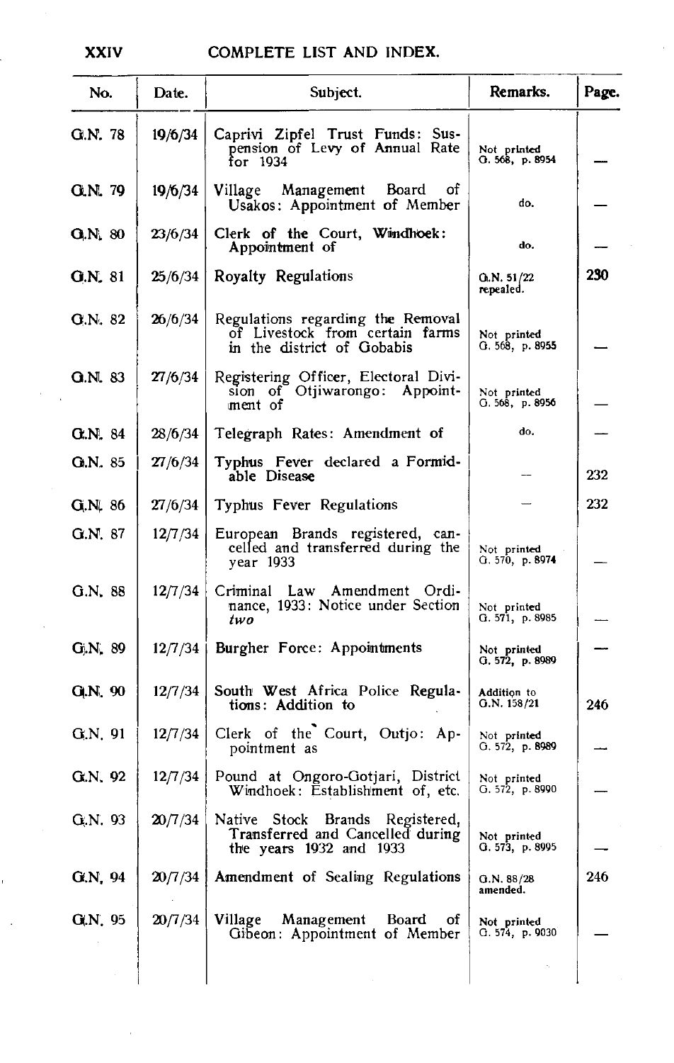| No. | Date. | Subject. | Remarks. | Page. |
|---|---|---|---|---|
| G.N. 78 | 19/6/34 | Caprivi Zipfel Trust Funds: Suspension of Levy of Annual Rate for 1934 | Not printed G. 568, p. 8954 | — |
| G.N. 79 | 19/6/34 | Village Management Board of Usakos: Appointment of Member | do. | — |
| G.N. 80 | 23/6/34 | Clerk of the Court, Windhoek: Appointment of | do. | — |
| G.N. 81 | 25/6/34 | Royalty Regulations | G.N. 51/22 repealed. | 230 |
| G.N. 82 | 26/6/34 | Regulations regarding the Removal of Livestock from certain farms in the district of Gobabis | Not printed G. 568, p. 8955 | — |
| G.N. 83 | 27/6/34 | Registering Officer, Electoral Division of Otjiwarongo: Appointment of | Not printed G. 568, p. 8956 | — |
| G.N. 84 | 28/6/34 | Telegraph Rates: Amendment of | do. | — |
| G.N. 85 | 27/6/34 | Typhus Fever declared a Formidable Disease | — | 232 |
| G.N. 86 | 27/6/34 | Typhus Fever Regulations | — | 232 |
| G.N. 87 | 12/7/34 | European Brands registered, cancelled and transferred during the year 1933 | Not printed G. 570, p. 8974 | — |
| G.N. 88 | 12/7/34 | Criminal Law Amendment Ordinance, 1933: Notice under Section *two* | Not printed G. 571, p. 8985 | — |
| G.N. 89 | 12/7/34 | Burgher Force: Appointments | Not printed G. 572, p. 8989 | — |
| G.N. 90 | 12/7/34 | South West Africa Police Regulations: Addition to | Addition to G.N. 158/21 | 246 |
| G.N. 91 | 12/7/34 | Clerk of the Court, Outjo: Appointment as | Not printed G. 572, p. 8989 | — |
| G.N. 92 | 12/7/34 | Pound at Ongoro-Gotjari, District Windhoek: Establishment of, etc. | Not printed G. 572, p. 8990 | — |
| G.N. 93 | 20/7/34 | Native Stock Brands Registered, Transferred and Cancelled during the years 1932 and 1933 | Not printed G. 573, p. 8995 | — |
| G.N. 94 | 20/7/34 | Amendment of Sealing Regulations | G.N. 88/28 amended. | 246 |
| G.N. 95 | 20/7/34 | Village Management Board of Gibeon: Appointment of Member | Not printed G. 574, p. 9030 | — |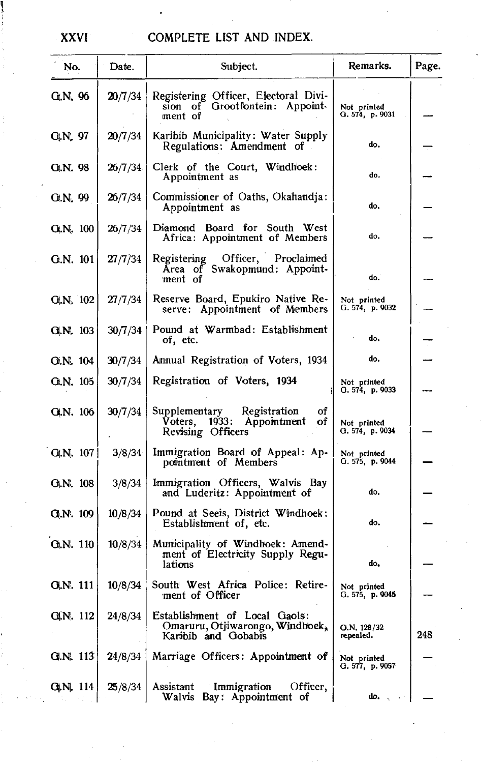# COMPLETE LIST AND INDEX.

| No. | Date. | Subject. | Remarks. | Page. |
|---|---|---|---|---|
| G.N. 96 | 20/7/34 | Registering Officer, Electoral Division of Grootfontein: Appointment of | Not printed G. 574, p. 9031 | — |
| G.N. 97 | 20/7/34 | Karibib Municipality: Water Supply Regulations: Amendment of | do. | — |
| G.N. 98 | 26/7/34 | Clerk of the Court, Windhoek: Appointment as | do. | — |
| G.N. 99 | 26/7/34 | Commissioner of Oaths, Okahandja: Appointment as | do. | — |
| G.N. 100 | 26/7/34 | Diamond Board for South West Africa: Appointment of Members | do. | — |
| G.N. 101 | 27/7/34 | Registering Officer, Proclaimed Area of Swakopmund: Appointment of | do. | — |
| G.N. 102 | 27/7/34 | Reserve Board, Epukiro Native Reserve: Appointment of Members | Not printed G. 574, p. 9032 | — |
| G.N. 103 | 30/7/34 | Pound at Warmbad: Establishment of, etc. | do. | — |
| G.N. 104 | 30/7/34 | Annual Registration of Voters, 1934 | do. | — |
| G.N. 105 | 30/7/34 | Registration of Voters, 1934 | Not printed G. 574, p. 9033 | — |
| G.N. 106 | 30/7/34 | Supplementary Registration of Voters, 1933: Appointment of Revising Officers | Not printed G. 574, p. 9034 | — |
| G.N. 107 | 3/8/34 | Immigration Board of Appeal: Appointment of Members | Not printed G. 575, p. 9044 | — |
| G.N. 108 | 3/8/34 | Immigration Officers, Walvis Bay and Luderitz: Appointment of | do. | — |
| G.N. 109 | 10/8/34 | Pound at Seeis, District Windhoek: Establishment of, etc. | do. | — |
| G.N. 110 | 10/8/34 | Municipality of Windhoek: Amendment of Electricity Supply Regulations | do. | — |
| G.N. 111 | 10/8/34 | South West Africa Police: Retirement of Officer | Not printed G. 575, p. 9045 | — |
| G.N. 112 | 24/8/34 | Establishment of Local Gaols: Omaruru, Otjiwarongo, Windhoek, Karibib and Gobabis | G.N. 128/32 repealed. | 248 |
| G.N. 113 | 24/8/34 | Marriage Officers: Appointment of | Not printed G. 577, p. 9057 | — |
| G.N. 114 | 25/8/34 | Assistant Immigration Officer, Walvis Bay: Appointment of | do. | — |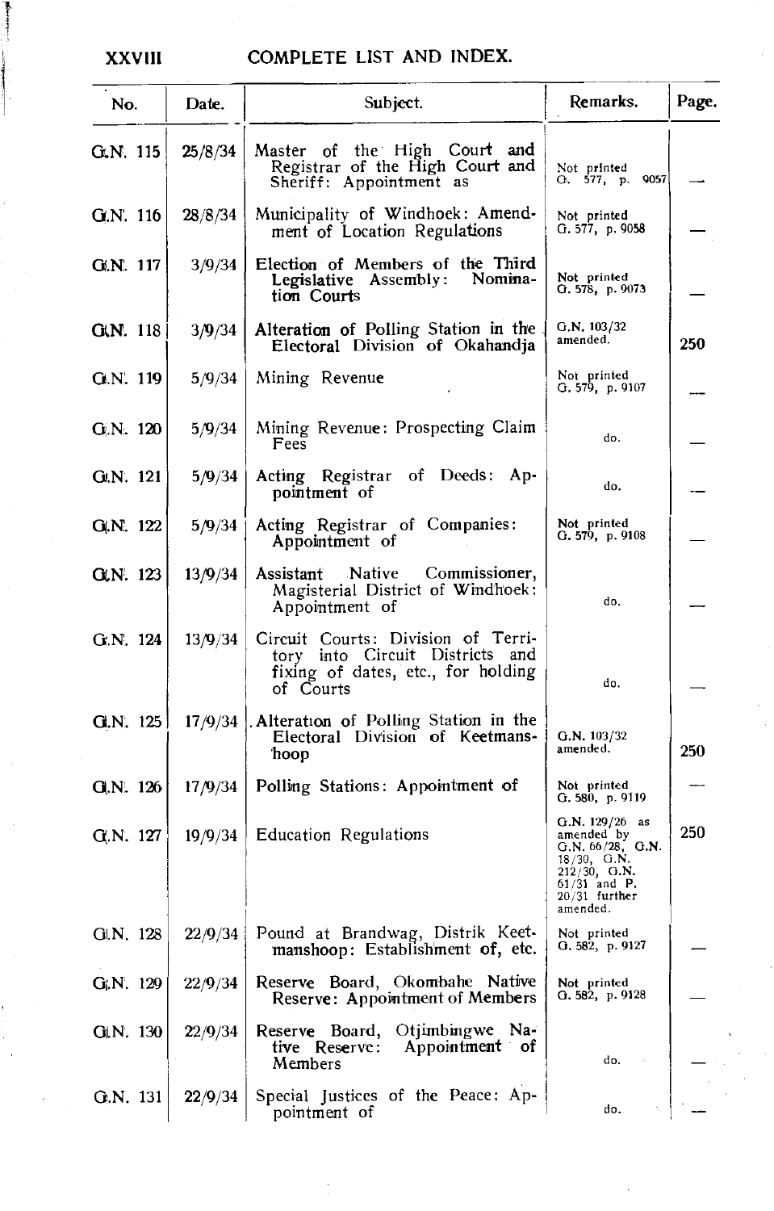## COMPLETE LIST AND INDEX.

| No. | Date. | Subject. | Remarks. | Page. |
|---|---|---|---|---|
| G.N. 115 | 25/8/34 | Master of the High Court and Registrar of the High Court and Sheriff: Appointment as | Not printed G. 577, p. 9057 | — |
| G.N. 116 | 28/8/34 | Municipality of Windhoek: Amendment of Location Regulations | Not printed G. 577, p. 9058 | — |
| G.N. 117 | 3/9/34 | Election of Members of the Third Legislative Assembly: Nomination Courts | Not printed G. 578, p. 9073 | — |
| G.N. 118 | 3/9/34 | Alteration of Polling Station in the Electoral Division of Okahandja | G.N. 103/32 amended. | 250 |
| G.N. 119 | 5/9/34 | Mining Revenue | Not printed G. 579, p. 9107 | — |
| G.N. 120 | 5/9/34 | Mining Revenue: Prospecting Claim Fees | do. | — |
| G.N. 121 | 5/9/34 | Acting Registrar of Deeds: Appointment of | do. | — |
| G.N. 122 | 5/9/34 | Acting Registrar of Companies: Appointment of | Not printed G. 579, p. 9108 | — |
| G.N. 123 | 13/9/34 | Assistant Native Commissioner, Magisterial District of Windhoek: Appointment of | do. | — |
| G.N. 124 | 13/9/34 | Circuit Courts: Division of Territory into Circuit Districts and fixing of dates, etc., for holding of Courts | do. | — |
| G.N. 125 | 17/9/34 | Alteration of Polling Station in the Electoral Division of Keetmanshoop | G.N. 103/32 amended. | 250 |
| G.N. 126 | 17/9/34 | Polling Stations: Appointment of | Not printed G. 580, p. 9119 | — |
| G.N. 127 | 19/9/34 | Education Regulations | G.N. 129/26 as amended by G.N. 66/28, G.N. 18/30, G.N. 212/30, G.N. 61/31 and P. 20/31 further amended. | 250 |
| G.N. 128 | 22/9/34 | Pound at Brandwag, Distrik Keetmanshoop: Establishment of, etc. | Not printed G. 582, p. 9127 | — |
| G.N. 129 | 22/9/34 | Reserve Board, Okombahe Native Reserve: Appointment of Members | Not printed G. 582, p. 9128 | — |
| G.N. 130 | 22/9/34 | Reserve Board, Otjimbingwe Native Reserve: Appointment of Members | do. | — |
| G.N. 131 | 22/9/34 | Special Justices of the Peace: Appointment of | do. | — |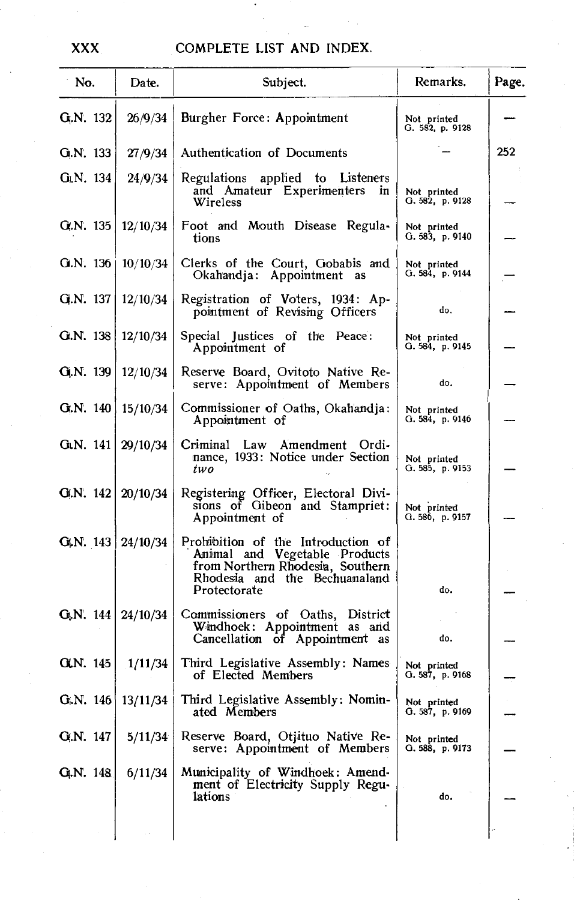| No. | Date. | Subject. | Remarks. | Page. |
|---|---|---|---|---|
| G.N. 132 | 26/9/34 | Burgher Force: Appointment | Not printed G. 582, p. 9128 | — |
| G.N. 133 | 27/9/34 | Authentication of Documents | — | 252 |
| G.N. 134 | 24/9/34 | Regulations applied to Listeners and Amateur Experimenters in Wireless | Not printed G. 582, p. 9128 | — |
| G.N. 135 | 12/10/34 | Foot and Mouth Disease Regulations | Not printed G. 583, p. 9140 | — |
| G.N. 136 | 10/10/34 | Clerks of the Court, Gobabis and Okahandja: Appointment as | Not printed G. 584, p. 9144 | — |
| G.N. 137 | 12/10/34 | Registration of Voters, 1934: Appointment of Revising Officers | do. | — |
| G.N. 138 | 12/10/34 | Special Justices of the Peace: Appointment of | Not printed G. 584, p. 9145 | — |
| G.N. 139 | 12/10/34 | Reserve Board, Ovitoto Native Reserve: Appointment of Members | do. | — |
| G.N. 140 | 15/10/34 | Commissioner of Oaths, Okahandja: Appointment of | Not printed G. 584, p. 9146 | — |
| G.N. 141 | 29/10/34 | Criminal Law Amendment Ordinance, 1933: Notice under Section *two* | Not printed G. 585, p. 9153 | — |
| G.N. 142 | 20/10/34 | Registering Officer, Electoral Divisions of Gibeon and Stampriet: Appointment of | Not printed G. 586, p. 9157 | — |
| G.N. 143 | 24/10/34 | Prohibition of the Introduction of Animal and Vegetable Products from Northern Rhodesia, Southern Rhodesia and the Bechuanaland Protectorate | do. | — |
| G.N. 144 | 24/10/34 | Commissioners of Oaths, District Windhoek: Appointment as and Cancellation of Appointment as | do. | — |
| G.N. 145 | 1/11/34 | Third Legislative Assembly: Names of Elected Members | Not printed G. 587, p. 9168 | — |
| G.N. 146 | 13/11/34 | Third Legislative Assembly: Nominated Members | Not printed G. 587, p. 9169 | — |
| G.N. 147 | 5/11/34 | Reserve Board, Otjituo Native Reserve: Appointment of Members | Not printed G. 588, p. 9173 | — |
| G.N. 148 | 6/11/34 | Municipality of Windhoek: Amendment of Electricity Supply Regulations | do. | — |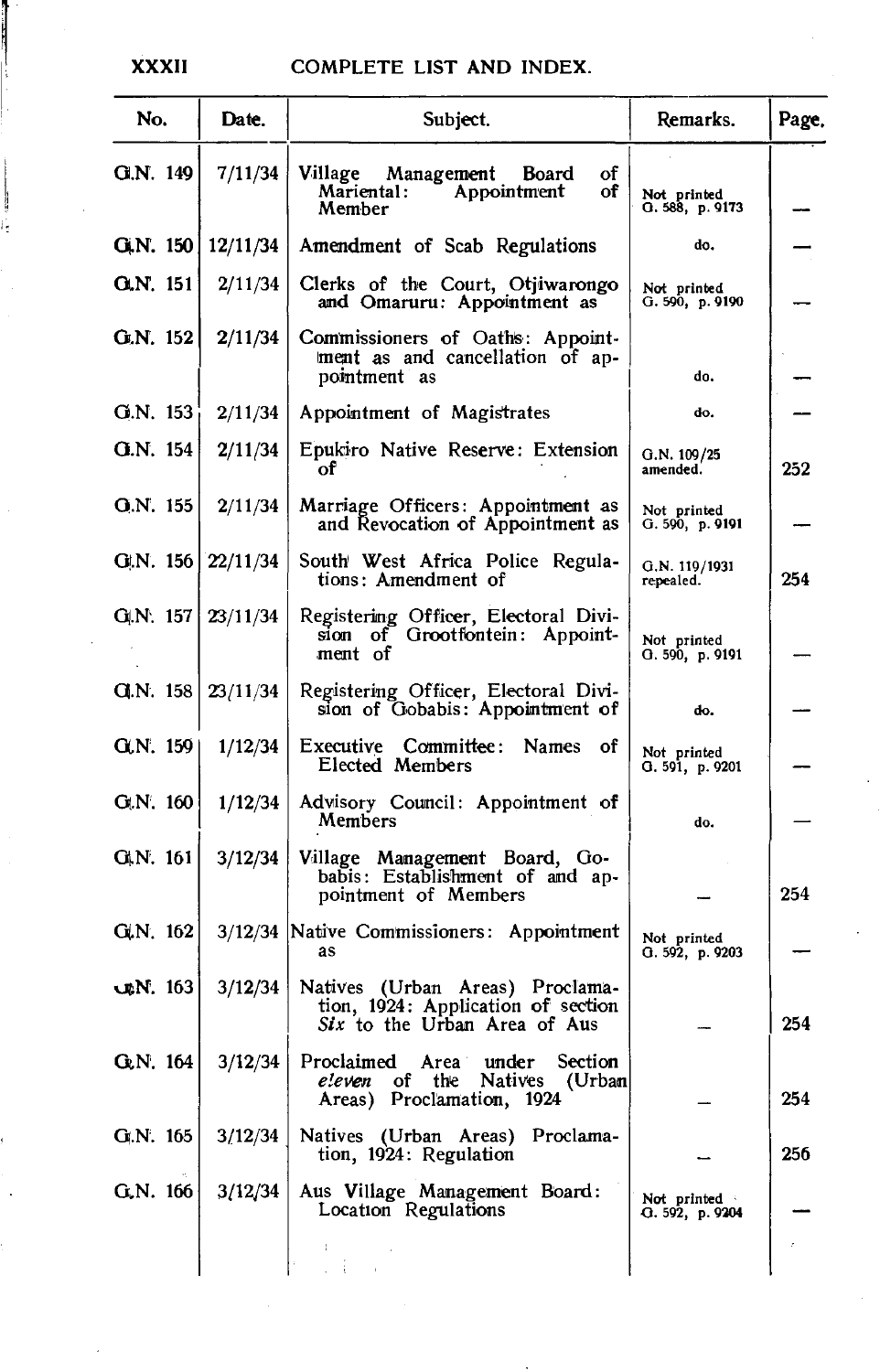| No. | Date. | Subject. | Remarks. | Page. |
|---|---|---|---|---|
| G.N. 149 | 7/11/34 | Village Management Board of Mariental: Appointment of Member | Not printed G. 588, p. 9173 | — |
| G.N. 150 | 12/11/34 | Amendment of Scab Regulations | do. | — |
| G.N. 151 | 2/11/34 | Clerks of the Court, Otjiwarongo and Omaruru: Appointment as | Not printed G. 590, p. 9190 | — |
| G.N. 152 | 2/11/34 | Commissioners of Oaths: Appointment as and cancellation of appointment as | do. | — |
| G.N. 153 | 2/11/34 | Appointment of Magistrates | do. | — |
| G.N. 154 | 2/11/34 | Epukiro Native Reserve: Extension of | G.N. 109/25 amended. | 252 |
| G.N. 155 | 2/11/34 | Marriage Officers: Appointment as and Revocation of Appointment as | Not printed G. 590, p. 9191 | — |
| G.N. 156 | 22/11/34 | South West Africa Police Regulations: Amendment of | G.N. 119/1931 repealed. | 254 |
| G.N. 157 | 23/11/34 | Registering Officer, Electoral Division of Grootfontein: Appointment of | Not printed G. 590, p. 9191 | — |
| G.N. 158 | 23/11/34 | Registering Officer, Electoral Division of Gobabis: Appointment of | do. | — |
| G.N. 159 | 1/12/34 | Executive Committee: Names of Elected Members | Not printed G. 591, p. 9201 | — |
| G.N. 160 | 1/12/34 | Advisory Council: Appointment of Members | do. | — |
| G.N. 161 | 3/12/34 | Village Management Board, Gobabis: Establishment of and appointment of Members | — | 254 |
| G.N. 162 | 3/12/34 | Native Commissioners: Appointment as | Not printed G. 592, p. 9203 | — |
| G.N. 163 | 3/12/34 | Natives (Urban Areas) Proclamation, 1924: Application of section *Six* to the Urban Area of Aus | — | 254 |
| G.N. 164 | 3/12/34 | Proclaimed Area under Section *eleven* of the Natives (Urban Areas) Proclamation, 1924 | — | 254 |
| G.N. 165 | 3/12/34 | Natives (Urban Areas) Proclamation, 1924: Regulation | — | 256 |
| G.N. 166 | 3/12/34 | Aus Village Management Board: Location Regulations | Not printed G. 592, p. 9204 | — |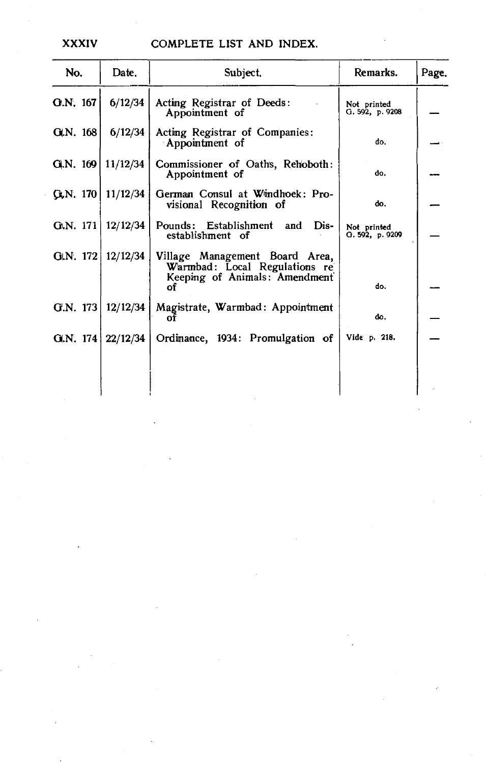| No. | Date. | Subject. | Remarks. | Page. |
|---|---|---|---|---|
| G.N. 167 | 6/12/34 | Acting Registrar of Deeds: Appointment of | Not printed G. 592, p. 9208 | — |
| G.N. 168 | 6/12/34 | Acting Registrar of Companies: Appointment of | do. | — |
| G.N. 169 | 11/12/34 | Commissioner of Oaths, Rehoboth: Appointment of | do. | — |
| G.N. 170 | 11/12/34 | German Consul at Windhoek: Provisional Recognition of | do. | — |
| G.N. 171 | 12/12/34 | Pounds: Establishment and Disestablishment of | Not printed G. 592, p. 9209 | — |
| G.N. 172 | 12/12/34 | Village Management Board Area, Warmbad: Local Regulations re Keeping of Animals: Amendment of | do. | — |
| G.N. 173 | 12/12/34 | Magistrate, Warmbad: Appointment of | do. | — |
| G.N. 174 | 22/12/34 | Ordinance, 1934: Promulgation of | Vide p. 218. | — |